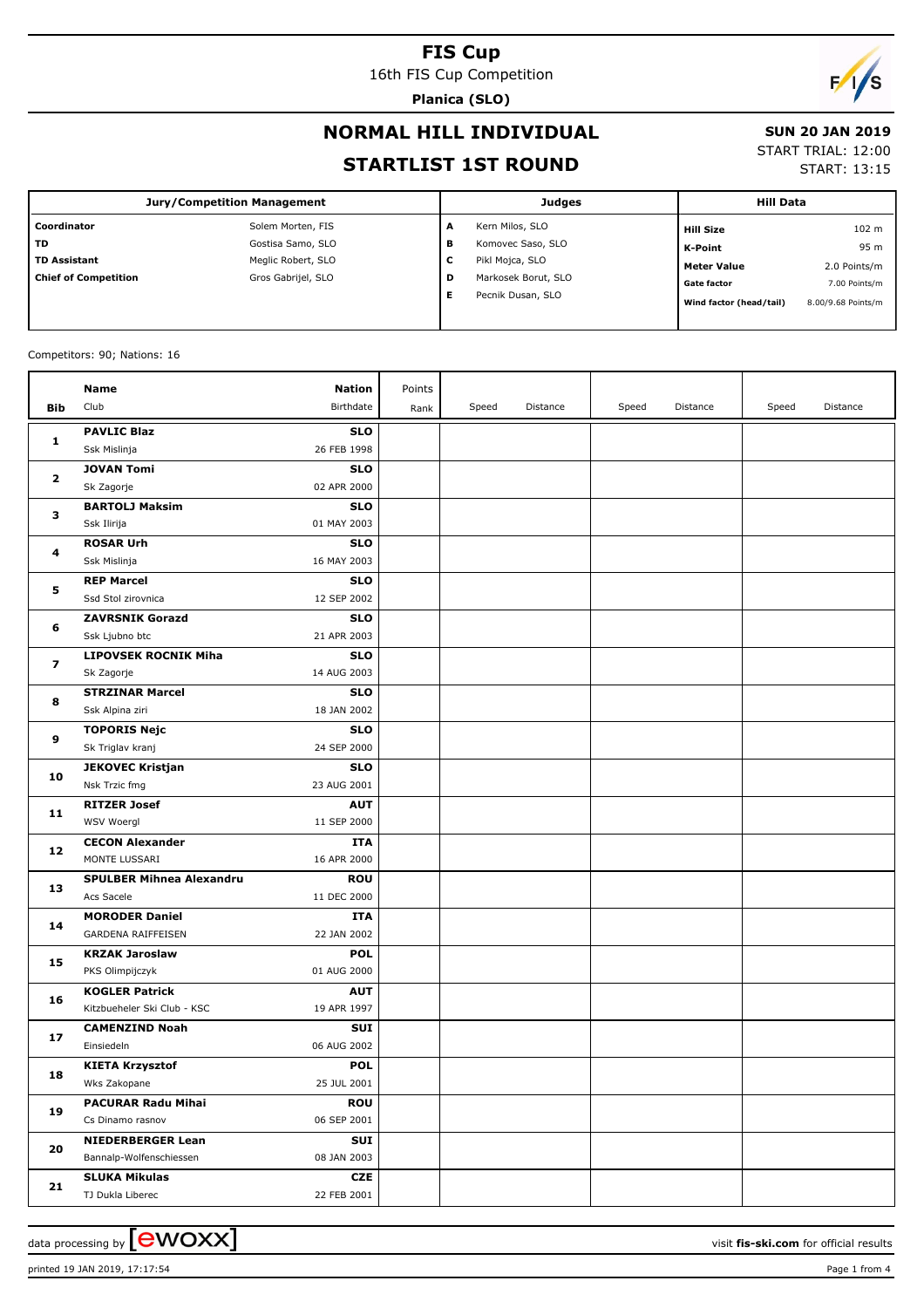# FIS Cup

16th FIS Cup Competition

**Planica (SLO)**

## NORMAL HILL INDIVIDUAL

## STARTLIST 1ST ROUND

**SUN 20 JAN 2019**

START TRIAL: 12:00

START: 13:15

| Jury/Competition Management | | Judges | | Hill Data | |
|---|---|---|---|---|---|
| **Coordinator** | Solem Morten, FIS | **A** | Kern Milos, SLO | **Hill Size** | 102 m |
| **TD** | Gostisa Samo, SLO | **B** | Komovec Saso, SLO | **K-Point** | 95 m |
| **TD Assistant** | Meglic Robert, SLO | **C** | Pikl Mojca, SLO | **Meter Value** | 2.0 Points/m |
| **Chief of Competition** | Gros Gabrijel, SLO | **D** | Markosek Borut, SLO | **Gate factor** | 7.00 Points/m |
| | | **E** | Pecnik Dusan, SLO | **Wind factor (head/tail)** | 8.00/9.68 Points/m |

Competitors: 90; Nations: 16

| Bib | Name / Club | Nation / Birthdate | Points / Rank | Speed | Distance | Speed | Distance | Speed | Distance |
|---|---|---|---|---|---|---|---|---|---|
| **1** | **PAVLIC Blaz**<br>Ssk Mislinja | **SLO**<br>26 FEB 1998 | | | | | | | |
| **2** | **JOVAN Tomi**<br>Sk Zagorje | **SLO**<br>02 APR 2000 | | | | | | | |
| **3** | **BARTOLJ Maksim**<br>Ssk Ilirija | **SLO**<br>01 MAY 2003 | | | | | | | |
| **4** | **ROSAR Urh**<br>Ssk Mislinja | **SLO**<br>16 MAY 2003 | | | | | | | |
| **5** | **REP Marcel**<br>Ssd Stol zirovnica | **SLO**<br>12 SEP 2002 | | | | | | | |
| **6** | **ZAVRSNIK Gorazd**<br>Ssk Ljubno btc | **SLO**<br>21 APR 2003 | | | | | | | |
| **7** | **LIPOVSEK ROCNIK Miha**<br>Sk Zagorje | **SLO**<br>14 AUG 2003 | | | | | | | |
| **8** | **STRZINAR Marcel**<br>Ssk Alpina ziri | **SLO**<br>18 JAN 2002 | | | | | | | |
| **9** | **TOPORIS Nejc**<br>Sk Triglav kranj | **SLO**<br>24 SEP 2000 | | | | | | | |
| **10** | **JEKOVEC Kristjan**<br>Nsk Trzic fmg | **SLO**<br>23 AUG 2001 | | | | | | | |
| **11** | **RITZER Josef**<br>WSV Woergl | **AUT**<br>11 SEP 2000 | | | | | | | |
| **12** | **CECON Alexander**<br>MONTE LUSSARI | **ITA**<br>16 APR 2000 | | | | | | | |
| **13** | **SPULBER Mihnea Alexandru**<br>Acs Sacele | **ROU**<br>11 DEC 2000 | | | | | | | |
| **14** | **MORODER Daniel**<br>GARDENA RAIFFEISEN | **ITA**<br>22 JAN 2002 | | | | | | | |
| **15** | **KRZAK Jaroslaw**<br>PKS Olimpijczyk | **POL**<br>01 AUG 2000 | | | | | | | |
| **16** | **KOGLER Patrick**<br>Kitzbueheler Ski Club - KSC | **AUT**<br>19 APR 1997 | | | | | | | |
| **17** | **CAMENZIND Noah**<br>Einsiedeln | **SUI**<br>06 AUG 2002 | | | | | | | |
| **18** | **KIETA Krzysztof**<br>Wks Zakopane | **POL**<br>25 JUL 2001 | | | | | | | |
| **19** | **PACURAR Radu Mihai**<br>Cs Dinamo rasnov | **ROU**<br>06 SEP 2001 | | | | | | | |
| **20** | **NIEDERBERGER Lean**<br>Bannalp-Wolfenschiessen | **SUI**<br>08 JAN 2003 | | | | | | | |
| **21** | **SLUKA Mikulas**<br>TJ Dukla Liberec | **CZE**<br>22 FEB 2001 | | | | | | | |

data processing by ewoxx — visit **fis-ski.com** for official results

printed 19 JAN 2019, 17:17:54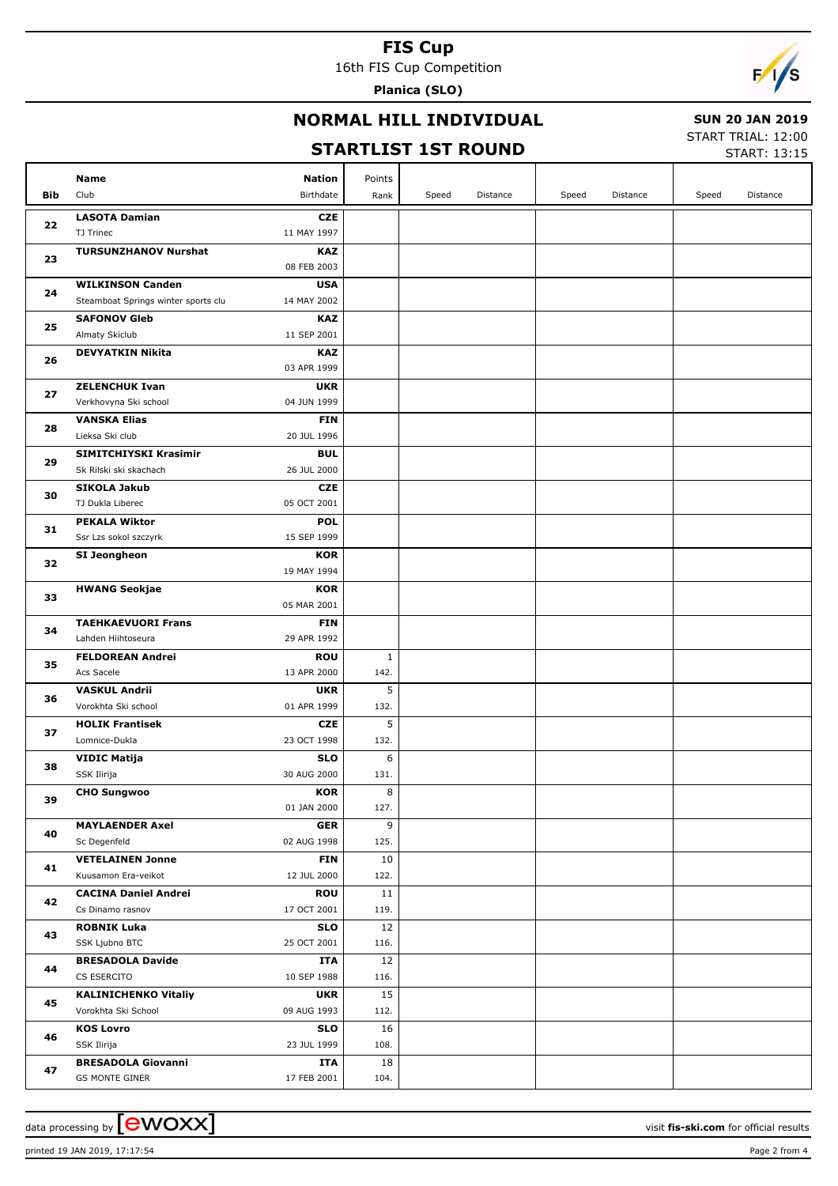# FIS Cup

16th FIS Cup Competition

**Planica (SLO)**

## NORMAL HILL INDIVIDUAL

## STARTLIST 1ST ROUND

**SUN 20 JAN 2019**

START TRIAL: 12:00

START: 13:15

| Bib | Name / Club | Nation / Birthdate | Points / Rank | Speed | Distance | Speed | Distance | Speed | Distance |
|---|---|---|---|---|---|---|---|---|---|
| 22 | **LASOTA Damian**<br>TJ Trinec | **CZE**<br>11 MAY 1997 | | | | | | | |
| 23 | **TURSUNZHANOV Nurshat** | **KAZ**<br>08 FEB 2003 | | | | | | | |
| 24 | **WILKINSON Canden**<br>Steamboat Springs winter sports clu | **USA**<br>14 MAY 2002 | | | | | | | |
| 25 | **SAFONOV Gleb**<br>Almaty Skiclub | **KAZ**<br>11 SEP 2001 | | | | | | | |
| 26 | **DEVYATKIN Nikita** | **KAZ**<br>03 APR 1999 | | | | | | | |
| 27 | **ZELENCHUK Ivan**<br>Verkhovyna Ski school | **UKR**<br>04 JUN 1999 | | | | | | | |
| 28 | **VANSKA Elias**<br>Lieksa Ski club | **FIN**<br>20 JUL 1996 | | | | | | | |
| 29 | **SIMITCHIYSKI Krasimir**<br>Sk Rilski ski skachach | **BUL**<br>26 JUL 2000 | | | | | | | |
| 30 | **SIKOLA Jakub**<br>TJ Dukla Liberec | **CZE**<br>05 OCT 2001 | | | | | | | |
| 31 | **PEKALA Wiktor**<br>Ssr Lzs sokol szczyrk | **POL**<br>15 SEP 1999 | | | | | | | |
| 32 | **SI Jeongheon** | **KOR**<br>19 MAY 1994 | | | | | | | |
| 33 | **HWANG Seokjae** | **KOR**<br>05 MAR 2001 | | | | | | | |
| 34 | **TAEHKAEVUORI Frans**<br>Lahden Hiihtoseura | **FIN**<br>29 APR 1992 | | | | | | | |
| 35 | **FELDOREAN Andrei**<br>Acs Sacele | **ROU**<br>13 APR 2000 | 1<br>142. | | | | | | |
| 36 | **VASKUL Andrii**<br>Vorokhta Ski school | **UKR**<br>01 APR 1999 | 5<br>132. | | | | | | |
| 37 | **HOLIK Frantisek**<br>Lomnice-Dukla | **CZE**<br>23 OCT 1998 | 5<br>132. | | | | | | |
| 38 | **VIDIC Matija**<br>SSK Ilirija | **SLO**<br>30 AUG 2000 | 6<br>131. | | | | | | |
| 39 | **CHO Sungwoo** | **KOR**<br>01 JAN 2000 | 8<br>127. | | | | | | |
| 40 | **MAYLAENDER Axel**<br>Sc Degenfeld | **GER**<br>02 AUG 1998 | 9<br>125. | | | | | | |
| 41 | **VETELAINEN Jonne**<br>Kuusamon Era-veikot | **FIN**<br>12 JUL 2000 | 10<br>122. | | | | | | |
| 42 | **CACINA Daniel Andrei**<br>Cs Dinamo rasnov | **ROU**<br>17 OCT 2001 | 11<br>119. | | | | | | |
| 43 | **ROBNIK Luka**<br>SSK Ljubno BTC | **SLO**<br>25 OCT 2001 | 12<br>116. | | | | | | |
| 44 | **BRESADOLA Davide**<br>CS ESERCITO | **ITA**<br>10 SEP 1988 | 12<br>116. | | | | | | |
| 45 | **KALINICHENKO Vitaliy**<br>Vorokhta Ski School | **UKR**<br>09 AUG 1993 | 15<br>112. | | | | | | |
| 46 | **KOS Lovro**<br>SSK Ilirija | **SLO**<br>23 JUL 1999 | 16<br>108. | | | | | | |
| 47 | **BRESADOLA Giovanni**<br>GS MONTE GINER | **ITA**<br>17 FEB 2001 | 18<br>104. | | | | | | |

data processing by ewoxx — visit fis-ski.com for official results

printed 19 JAN 2019, 17:17:54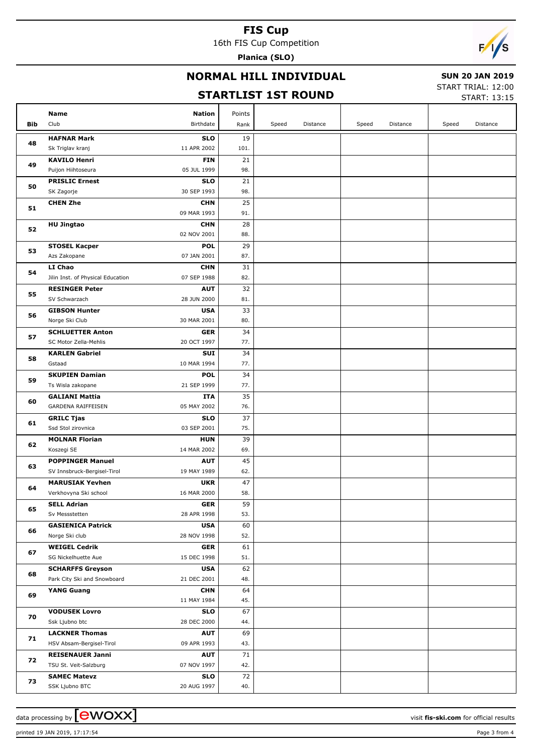# FIS Cup

16th FIS Cup Competition

**Planica (SLO)**

## NORMAL HILL INDIVIDUAL

**SUN 20 JAN 2019**

START TRIAL: 12:00

START: 13:15

## STARTLIST 1ST ROUND

| Bib | Name / Club | Nation / Birthdate | Points / Rank | Speed | Distance | Speed | Distance | Speed | Distance |
|---|---|---|---|---|---|---|---|---|---|
| 48 | **HAFNAR Mark**<br>Sk Triglav kranj | **SLO**<br>11 APR 2002 | 19<br>101. | | | | | | |
| 49 | **KAVILO Henri**<br>Puijon Hiihtoseura | **FIN**<br>05 JUL 1999 | 21<br>98. | | | | | | |
| 50 | **PRISLIC Ernest**<br>SK Zagorje | **SLO**<br>30 SEP 1993 | 21<br>98. | | | | | | |
| 51 | **CHEN Zhe** | **CHN**<br>09 MAR 1993 | 25<br>91. | | | | | | |
| 52 | **HU Jingtao** | **CHN**<br>02 NOV 2001 | 28<br>88. | | | | | | |
| 53 | **STOSEL Kacper**<br>Azs Zakopane | **POL**<br>07 JAN 2001 | 29<br>87. | | | | | | |
| 54 | **LI Chao**<br>Jilin Inst. of Physical Education | **CHN**<br>07 SEP 1988 | 31<br>82. | | | | | | |
| 55 | **RESINGER Peter**<br>SV Schwarzach | **AUT**<br>28 JUN 2000 | 32<br>81. | | | | | | |
| 56 | **GIBSON Hunter**<br>Norge Ski Club | **USA**<br>30 MAR 2001 | 33<br>80. | | | | | | |
| 57 | **SCHLUETTER Anton**<br>SC Motor Zella-Mehlis | **GER**<br>20 OCT 1997 | 34<br>77. | | | | | | |
| 58 | **KARLEN Gabriel**<br>Gstaad | **SUI**<br>10 MAR 1994 | 34<br>77. | | | | | | |
| 59 | **SKUPIEN Damian**<br>Ts Wisla zakopane | **POL**<br>21 SEP 1999 | 34<br>77. | | | | | | |
| 60 | **GALIANI Mattia**<br>GARDENA RAIFFEISEN | **ITA**<br>05 MAY 2002 | 35<br>76. | | | | | | |
| 61 | **GRILC Tjas**<br>Ssd Stol zirovnica | **SLO**<br>03 SEP 2001 | 37<br>75. | | | | | | |
| 62 | **MOLNAR Florian**<br>Koszegi SE | **HUN**<br>14 MAR 2002 | 39<br>69. | | | | | | |
| 63 | **POPPINGER Manuel**<br>SV Innsbruck-Bergisel-Tirol | **AUT**<br>19 MAY 1989 | 45<br>62. | | | | | | |
| 64 | **MARUSIAK Yevhen**<br>Verkhovyna Ski school | **UKR**<br>16 MAR 2000 | 47<br>58. | | | | | | |
| 65 | **SELL Adrian**<br>Sv Messstetten | **GER**<br>28 APR 1998 | 59<br>53. | | | | | | |
| 66 | **GASIENICA Patrick**<br>Norge Ski club | **USA**<br>28 NOV 1998 | 60<br>52. | | | | | | |
| 67 | **WEIGEL Cedrik**<br>SG Nickelhuette Aue | **GER**<br>15 DEC 1998 | 61<br>51. | | | | | | |
| 68 | **SCHARFFS Greyson**<br>Park City Ski and Snowboard | **USA**<br>21 DEC 2001 | 62<br>48. | | | | | | |
| 69 | **YANG Guang** | **CHN**<br>11 MAY 1984 | 64<br>45. | | | | | | |
| 70 | **VODUSEK Lovro**<br>Ssk Ljubno btc | **SLO**<br>28 DEC 2000 | 67<br>44. | | | | | | |
| 71 | **LACKNER Thomas**<br>HSV Absam-Bergisel-Tirol | **AUT**<br>09 APR 1993 | 69<br>43. | | | | | | |
| 72 | **REISENAUER Janni**<br>TSU St. Veit-Salzburg | **AUT**<br>07 NOV 1997 | 71<br>42. | | | | | | |
| 73 | **SAMEC Matevz**<br>SSK Ljubno BTC | **SLO**<br>20 AUG 1997 | 72<br>40. | | | | | | |

data processing by ewoxx — visit **fis-ski.com** for official results

printed 19 JAN 2019, 17:17:54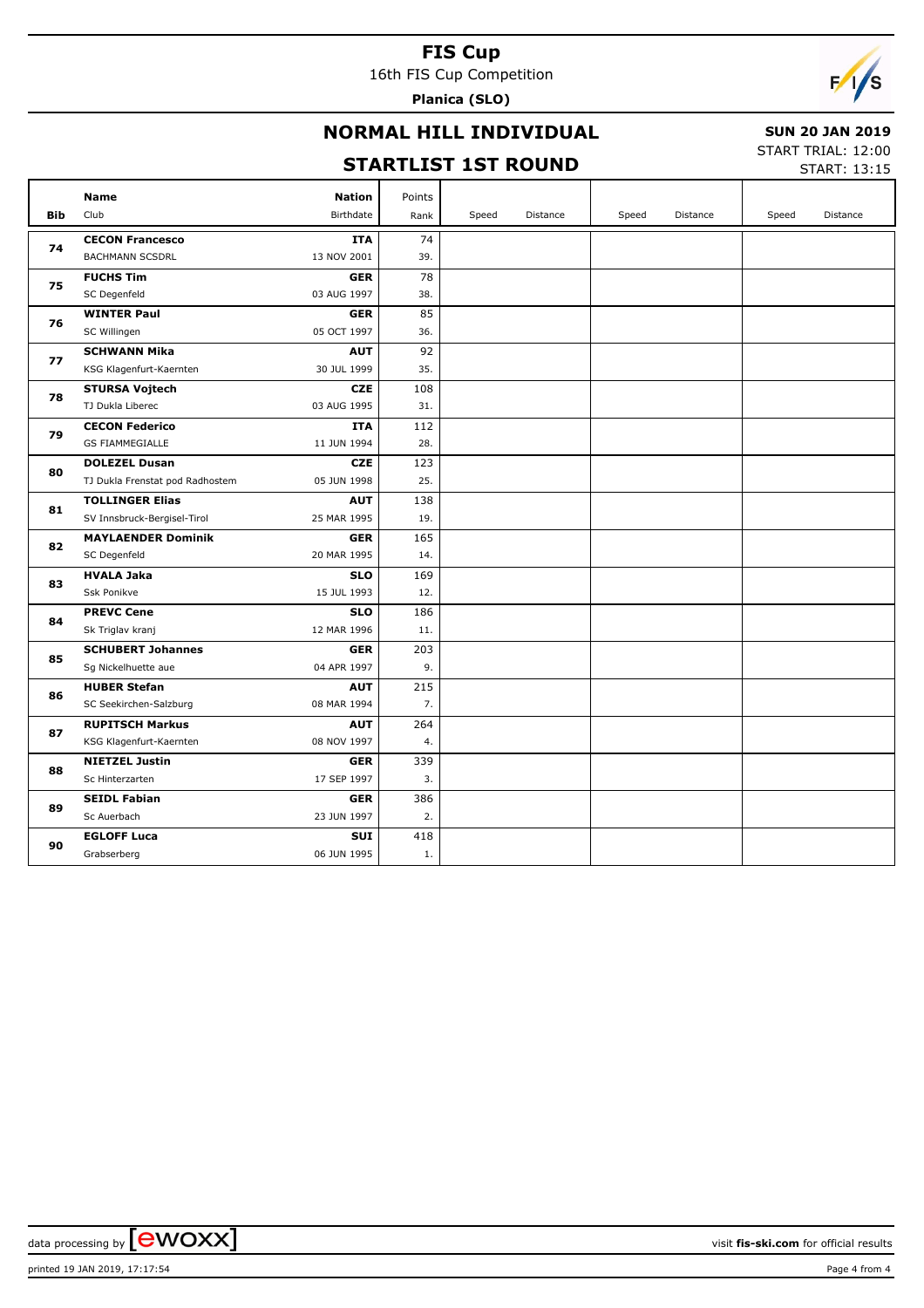# FIS Cup

16th FIS Cup Competition

**Planica (SLO)**

## NORMAL HILL INDIVIDUAL

**SUN 20 JAN 2019**

START TRIAL: 12:00

## STARTLIST 1ST ROUND

START: 13:15

| Bib | Name<br>Club | Nation<br>Birthdate | Points<br>Rank | Speed | Distance | Speed | Distance | Speed | Distance |
|---|---|---|---|---|---|---|---|---|---|
| 74 | **CECON Francesco**<br>BACHMANN SCSDRL | **ITA**<br>13 NOV 2001 | 74<br>39. | | | | | | |
| 75 | **FUCHS Tim**<br>SC Degenfeld | **GER**<br>03 AUG 1997 | 78<br>38. | | | | | | |
| 76 | **WINTER Paul**<br>SC Willingen | **GER**<br>05 OCT 1997 | 85<br>36. | | | | | | |
| 77 | **SCHWANN Mika**<br>KSG Klagenfurt-Kaernten | **AUT**<br>30 JUL 1999 | 92<br>35. | | | | | | |
| 78 | **STURSA Vojtech**<br>TJ Dukla Liberec | **CZE**<br>03 AUG 1995 | 108<br>31. | | | | | | |
| 79 | **CECON Federico**<br>GS FIAMMEGIALLE | **ITA**<br>11 JUN 1994 | 112<br>28. | | | | | | |
| 80 | **DOLEZEL Dusan**<br>TJ Dukla Frenstat pod Radhostem | **CZE**<br>05 JUN 1998 | 123<br>25. | | | | | | |
| 81 | **TOLLINGER Elias**<br>SV Innsbruck-Bergisel-Tirol | **AUT**<br>25 MAR 1995 | 138<br>19. | | | | | | |
| 82 | **MAYLAENDER Dominik**<br>SC Degenfeld | **GER**<br>20 MAR 1995 | 165<br>14. | | | | | | |
| 83 | **HVALA Jaka**<br>Ssk Ponikve | **SLO**<br>15 JUL 1993 | 169<br>12. | | | | | | |
| 84 | **PREVC Cene**<br>Sk Triglav kranj | **SLO**<br>12 MAR 1996 | 186<br>11. | | | | | | |
| 85 | **SCHUBERT Johannes**<br>Sg Nickelhuette aue | **GER**<br>04 APR 1997 | 203<br>9. | | | | | | |
| 86 | **HUBER Stefan**<br>SC Seekirchen-Salzburg | **AUT**<br>08 MAR 1994 | 215<br>7. | | | | | | |
| 87 | **RUPITSCH Markus**<br>KSG Klagenfurt-Kaernten | **AUT**<br>08 NOV 1997 | 264<br>4. | | | | | | |
| 88 | **NIETZEL Justin**<br>Sc Hinterzarten | **GER**<br>17 SEP 1997 | 339<br>3. | | | | | | |
| 89 | **SEIDL Fabian**<br>Sc Auerbach | **GER**<br>23 JUN 1997 | 386<br>2. | | | | | | |
| 90 | **EGLOFF Luca**<br>Grabserberg | **SUI**<br>06 JUN 1995 | 418<br>1. | | | | | | |

data processing by ewoxx — visit fis-ski.com for official results

printed 19 JAN 2019, 17:17:54